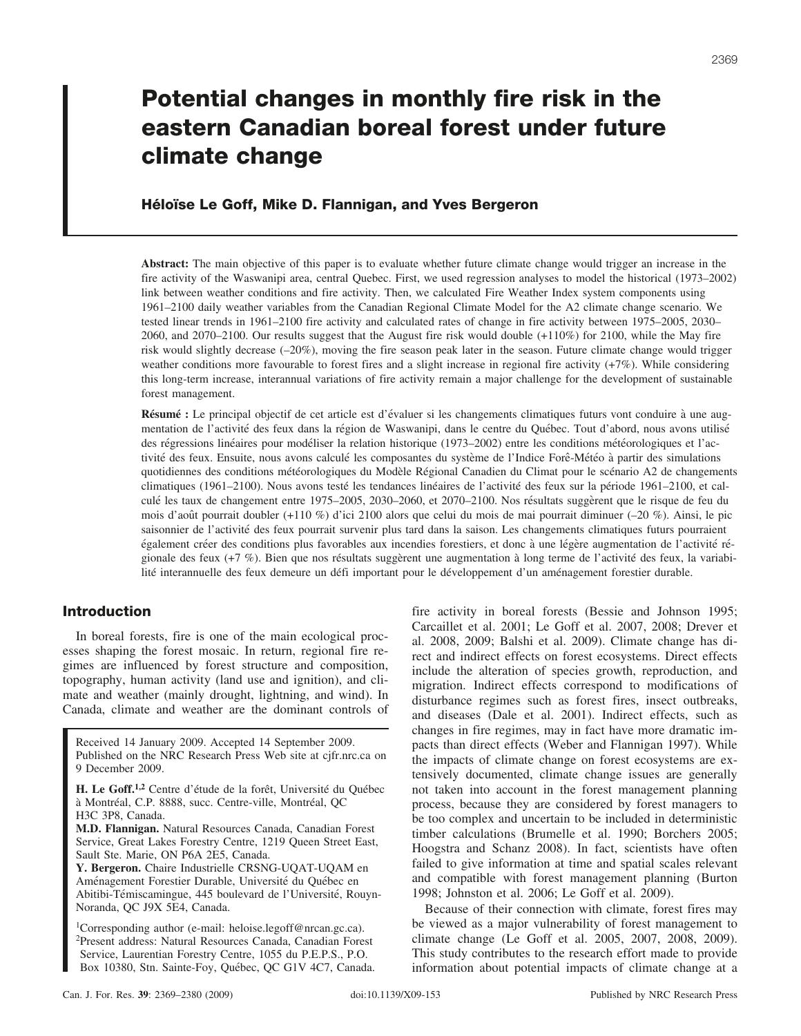# Potential changes in monthly fire risk in the eastern Canadian boreal forest under future climate change

**Héloïse Le Goff, Mike D. Flannigan, and Yves Bergeron**

**Abstract:** The main objective of this paper is to evaluate whether future climate change would trigger an increase in the fire activity of the Waswanipi area, central Quebec. First, we used regression analyses to model the historical (1973–2002) link between weather conditions and fire activity. Then, we calculated Fire Weather Index system components using 1961–2100 daily weather variables from the Canadian Regional Climate Model for the A2 climate change scenario. We tested linear trends in 1961–2100 fire activity and calculated rates of change in fire activity between 1975–2005, 2030–2060, and 2070–2100. Our results suggest that the August fire risk would double (+110%) for 2100, while the May fire risk would slightly decrease (–20%), moving the fire season peak later in the season. Future climate change would trigger weather conditions more favourable to forest fires and a slight increase in regional fire activity (+7%). While considering this long-term increase, interannual variations of fire activity remain a major challenge for the development of sustainable forest management.

**Résumé :** Le principal objectif de cet article est d'évaluer si les changements climatiques futurs vont conduire à une augmentation de l'activité des feux dans la région de Waswanipi, dans le centre du Québec. Tout d'abord, nous avons utilisé des régressions linéaires pour modéliser la relation historique (1973–2002) entre les conditions météorologiques et l'activité des feux. Ensuite, nous avons calculé les composantes du système de l'Indice Forê-Météo à partir des simulations quotidiennes des conditions météorologiques du Modèle Régional Canadien du Climat pour le scénario A2 de changements climatiques (1961–2100). Nous avons testé les tendances linéaires de l'activité des feux sur la période 1961–2100, et calculé les taux de changement entre 1975–2005, 2030–2060, et 2070–2100. Nos résultats suggèrent que le risque de feu du mois d'août pourrait doubler (+110 %) d'ici 2100 alors que celui du mois de mai pourrait diminuer (–20 %). Ainsi, le pic saisonnier de l'activité des feux pourrait survenir plus tard dans la saison. Les changements climatiques futurs pourraient également créer des conditions plus favorables aux incendies forestiers, et donc à une légère augmentation de l'activité régionale des feux (+7 %). Bien que nos résultats suggèrent une augmentation à long terme de l'activité des feux, la variabilité interannuelle des feux demeure un défi important pour le développement d'un aménagement forestier durable.

## Introduction

In boreal forests, fire is one of the main ecological processes shaping the forest mosaic. In return, regional fire regimes are influenced by forest structure and composition, topography, human activity (land use and ignition), and climate and weather (mainly drought, lightning, and wind). In Canada, climate and weather are the dominant controls of fire activity in boreal forests (Bessie and Johnson 1995; Carcaillet et al. 2001; Le Goff et al. 2007, 2008; Drever et al. 2008, 2009; Balshi et al. 2009). Climate change has direct and indirect effects on forest ecosystems. Direct effects include the alteration of species growth, reproduction, and migration. Indirect effects correspond to modifications of disturbance regimes such as forest fires, insect outbreaks, and diseases (Dale et al. 2001). Indirect effects, such as changes in fire regimes, may in fact have more dramatic impacts than direct effects (Weber and Flannigan 1997). While the impacts of climate change on forest ecosystems are extensively documented, climate change issues are generally not taken into account in the forest management planning process, because they are considered by forest managers to be too complex and uncertain to be included in deterministic timber calculations (Brumelle et al. 1990; Borchers 2005; Hoogstra and Schanz 2008). In fact, scientists have often failed to give information at time and spatial scales relevant and compatible with forest management planning (Burton 1998; Johnston et al. 2006; Le Goff et al. 2009).

Because of their connection with climate, forest fires may be viewed as a major vulnerability of forest management to climate change (Le Goff et al. 2005, 2007, 2008, 2009). This study contributes to the research effort made to provide information about potential impacts of climate change at a

Received 14 January 2009. Accepted 14 September 2009. Published on the NRC Research Press Web site at cjfr.nrc.ca on 9 December 2009.

**H. Le Goff.**[1,2] Centre d'étude de la forêt, Université du Québec à Montréal, C.P. 8888, succ. Centre-ville, Montréal, QC H3C 3P8, Canada.
**M.D. Flannigan.** Natural Resources Canada, Canadian Forest Service, Great Lakes Forestry Centre, 1219 Queen Street East, Sault Ste. Marie, ON P6A 2E5, Canada.
**Y. Bergeron.** Chaire Industrielle CRSNG-UQAT-UQAM en Aménagement Forestier Durable, Université du Québec en Abitibi-Témiscamingue, 445 boulevard de l'Université, Rouyn-Noranda, QC J9X 5E4, Canada.

[1]Corresponding author (e-mail: heloise.legoff@nrcan.gc.ca).
[2]Present address: Natural Resources Canada, Canadian Forest Service, Laurentian Forestry Centre, 1055 du P.E.P.S., P.O. Box 10380, Stn. Sainte-Foy, Québec, QC G1V 4C7, Canada.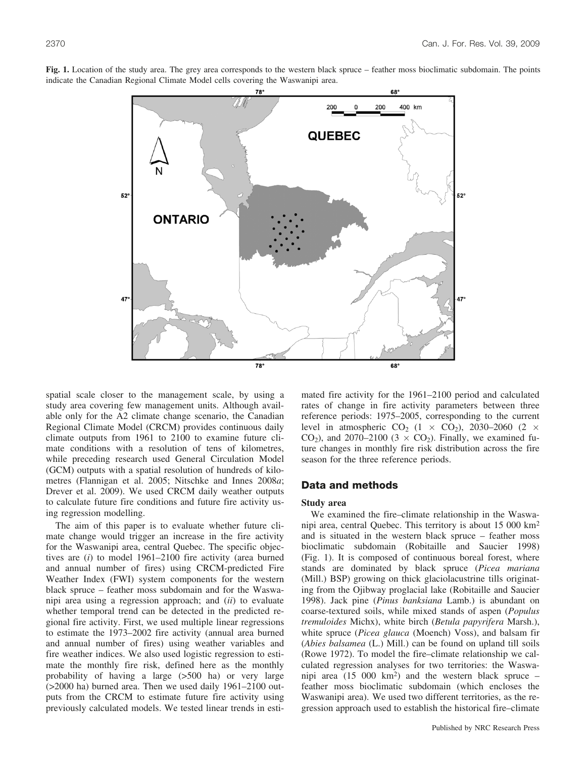**Fig. 1.** Location of the study area. The grey area corresponds to the western black spruce – feather moss bioclimatic subdomain. The points indicate the Canadian Regional Climate Model cells covering the Waswanipi area.

spatial scale closer to the management scale, by using a study area covering few management units. Although available only for the A2 climate change scenario, the Canadian Regional Climate Model (CRCM) provides continuous daily climate outputs from 1961 to 2100 to examine future climate conditions with a resolution of tens of kilometres, while preceding research used General Circulation Model (GCM) outputs with a spatial resolution of hundreds of kilometres (Flannigan et al. 2005; Nitschke and Innes 2008*a*; Drever et al. 2009). We used CRCM daily weather outputs to calculate future fire conditions and future fire activity using regression modelling.

The aim of this paper is to evaluate whether future climate change would trigger an increase in the fire activity for the Waswanipi area, central Quebec. The specific objectives are (*i*) to model 1961–2100 fire activity (area burned and annual number of fires) using CRCM-predicted Fire Weather Index (FWI) system components for the western black spruce – feather moss subdomain and for the Waswanipi area using a regression approach; and (*ii*) to evaluate whether temporal trend can be detected in the predicted regional fire activity. First, we used multiple linear regressions to estimate the 1973–2002 fire activity (annual area burned and annual number of fires) using weather variables and fire weather indices. We also used logistic regression to estimate the monthly fire risk, defined here as the monthly probability of having a large (>500 ha) or very large (>2000 ha) burned area. Then we used daily 1961–2100 outputs from the CRCM to estimate future fire activity using previously calculated models. We tested linear trends in estimated fire activity for the 1961–2100 period and calculated rates of change in fire activity parameters between three reference periods: 1975–2005, corresponding to the current level in atmospheric $CO_2$ ($1 \times CO_2$), 2030–2060 ($2 \times CO_2$), and 2070–2100 ($3 \times CO_2$). Finally, we examined future changes in monthly fire risk distribution across the fire season for the three reference periods.

## Data and methods

### Study area

We examined the fire–climate relationship in the Waswanipi area, central Quebec. This territory is about 15 000 km$^2$ and is situated in the western black spruce – feather moss bioclimatic subdomain (Robitaille and Saucier 1998) (Fig. 1). It is composed of continuous boreal forest, where stands are dominated by black spruce (*Picea mariana* (Mill.) BSP) growing on thick glaciolacustrine tills originating from the Ojibway proglacial lake (Robitaille and Saucier 1998). Jack pine (*Pinus banksiana* Lamb.) is abundant on coarse-textured soils, while mixed stands of aspen (*Populus tremuloides* Michx), white birch (*Betula papyrifera* Marsh.), white spruce (*Picea glauca* (Moench) Voss), and balsam fir (*Abies balsamea* (L.) Mill.) can be found on upland till soils (Rowe 1972). To model the fire–climate relationship we calculated regression analyses for two territories: the Waswanipi area (15 000 km$^2$) and the western black spruce – feather moss bioclimatic subdomain (which encloses the Waswanipi area). We used two different territories, as the regression approach used to establish the historical fire–climate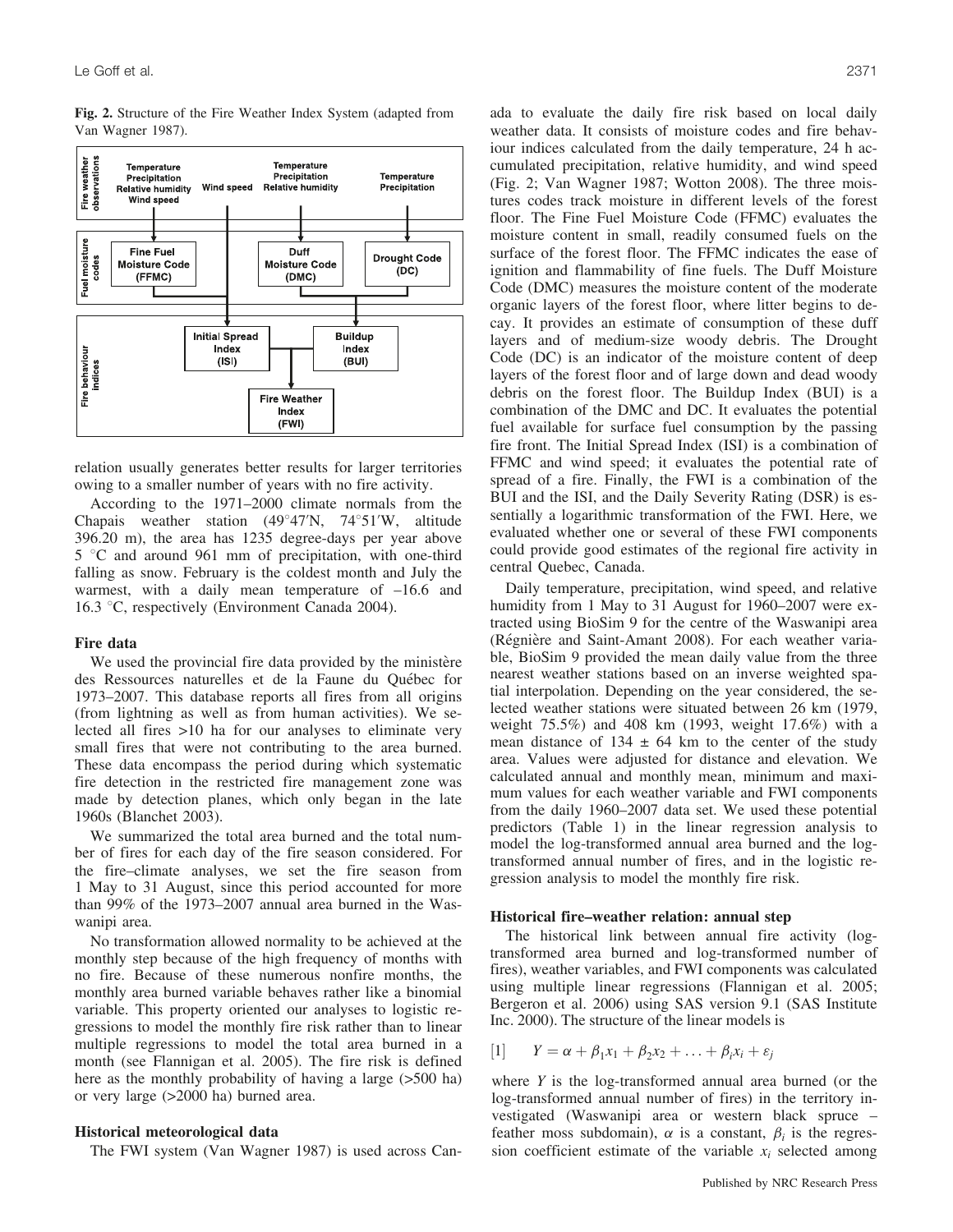**Fig. 2.** Structure of the Fire Weather Index System (adapted from Van Wagner 1987).

relation usually generates better results for larger territories owing to a smaller number of years with no fire activity.

According to the 1971–2000 climate normals from the Chapais weather station (49°47′N, 74°51′W, altitude 396.20 m), the area has 1235 degree-days per year above 5 °C and around 961 mm of precipitation, with one-third falling as snow. February is the coldest month and July the warmest, with a daily mean temperature of –16.6 and 16.3 °C, respectively (Environment Canada 2004).

### Fire data

We used the provincial fire data provided by the ministère des Ressources naturelles et de la Faune du Québec for 1973–2007. This database reports all fires from all origins (from lightning as well as from human activities). We selected all fires >10 ha for our analyses to eliminate very small fires that were not contributing to the area burned. These data encompass the period during which systematic fire detection in the restricted fire management zone was made by detection planes, which only began in the late 1960s (Blanchet 2003).

We summarized the total area burned and the total number of fires for each day of the fire season considered. For the fire–climate analyses, we set the fire season from 1 May to 31 August, since this period accounted for more than 99% of the 1973–2007 annual area burned in the Waswanipi area.

No transformation allowed normality to be achieved at the monthly step because of the high frequency of months with no fire. Because of these numerous nonfire months, the monthly area burned variable behaves rather like a binomial variable. This property oriented our analyses to logistic regressions to model the monthly fire risk rather than to linear multiple regressions to model the total area burned in a month (see Flannigan et al. 2005). The fire risk is defined here as the monthly probability of having a large (>500 ha) or very large (>2000 ha) burned area.

### Historical meteorological data

The FWI system (Van Wagner 1987) is used across Canada to evaluate the daily fire risk based on local daily weather data. It consists of moisture codes and fire behaviour indices calculated from the daily temperature, 24 h accumulated precipitation, relative humidity, and wind speed (Fig. 2; Van Wagner 1987; Wotton 2008). The three moistures codes track moisture in different levels of the forest floor. The Fine Fuel Moisture Code (FFMC) evaluates the moisture content in small, readily consumed fuels on the surface of the forest floor. The FFMC indicates the ease of ignition and flammability of fine fuels. The Duff Moisture Code (DMC) measures the moisture content of the moderate organic layers of the forest floor, where litter begins to decay. It provides an estimate of consumption of these duff layers and of medium-size woody debris. The Drought Code (DC) is an indicator of the moisture content of deep layers of the forest floor and of large down and dead woody debris on the forest floor. The Buildup Index (BUI) is a combination of the DMC and DC. It evaluates the potential fuel available for surface fuel consumption by the passing fire front. The Initial Spread Index (ISI) is a combination of FFMC and wind speed; it evaluates the potential rate of spread of a fire. Finally, the FWI is a combination of the BUI and the ISI, and the Daily Severity Rating (DSR) is essentially a logarithmic transformation of the FWI. Here, we evaluated whether one or several of these FWI components could provide good estimates of the regional fire activity in central Quebec, Canada.

Daily temperature, precipitation, wind speed, and relative humidity from 1 May to 31 August for 1960–2007 were extracted using BioSim 9 for the centre of the Waswanipi area (Régnière and Saint-Amant 2008). For each weather variable, BioSim 9 provided the mean daily value from the three nearest weather stations based on an inverse weighted spatial interpolation. Depending on the year considered, the selected weather stations were situated between 26 km (1979, weight 75.5%) and 408 km (1993, weight 17.6%) with a mean distance of 134 ± 64 km to the center of the study area. Values were adjusted for distance and elevation. We calculated annual and monthly mean, minimum and maximum values for each weather variable and FWI components from the daily 1960–2007 data set. We used these potential predictors (Table 1) in the linear regression analysis to model the log-transformed annual area burned and the log-transformed annual number of fires, and in the logistic regression analysis to model the monthly fire risk.

### Historical fire–weather relation: annual step

The historical link between annual fire activity (log-transformed area burned and log-transformed number of fires), weather variables, and FWI components was calculated using multiple linear regressions (Flannigan et al. 2005; Bergeron et al. 2006) using SAS version 9.1 (SAS Institute Inc. 2000). The structure of the linear models is

$$[1] \qquad Y = \alpha + \beta_1 x_1 + \beta_2 x_2 + \ldots + \beta_i x_i + \varepsilon_j$$

where $Y$ is the log-transformed annual area burned (or the log-transformed annual number of fires) in the territory investigated (Waswanipi area or western black spruce – feather moss subdomain), $\alpha$ is a constant, $\beta_i$ is the regression coefficient estimate of the variable $x_i$ selected among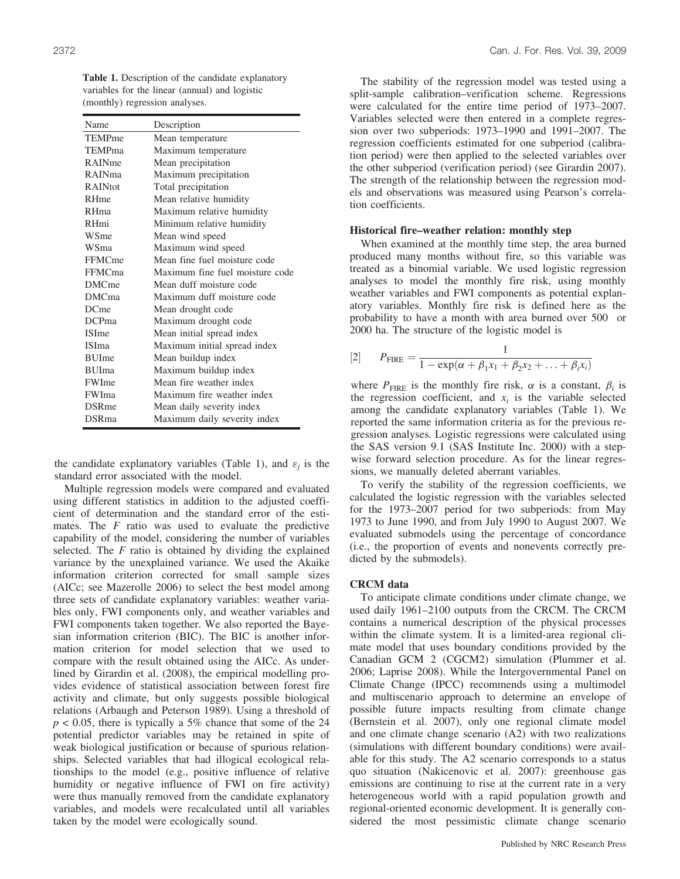**Table 1.** Description of the candidate explanatory variables for the linear (annual) and logistic (monthly) regression analyses.

| Name | Description |
|---|---|
| TEMPme | Mean temperature |
| TEMPma | Maximum temperature |
| RAINme | Mean precipitation |
| RAINma | Maximum precipitation |
| RAINtot | Total precipitation |
| RHme | Mean relative humidity |
| RHma | Maximum relative humidity |
| RHmi | Minimum relative humidity |
| WSme | Mean wind speed |
| WSma | Maximum wind speed |
| FFMCme | Mean fine fuel moisture code |
| FFMCma | Maximum fine fuel moisture code |
| DMCme | Mean duff moisture code |
| DMCma | Maximum duff moisture code |
| DCme | Mean drought code |
| DCPma | Maximum drought code |
| ISIme | Mean initial spread index |
| ISIma | Maximum initial spread index |
| BUIme | Mean buildup index |
| BUIma | Maximum buildup index |
| FWIme | Mean fire weather index |
| FWIma | Maximum fire weather index |
| DSRme | Mean daily severity index |
| DSRma | Maximum daily severity index |

the candidate explanatory variables (Table 1), and $\varepsilon_j$ is the standard error associated with the model.

Multiple regression models were compared and evaluated using different statistics in addition to the adjusted coefficient of determination and the standard error of the estimates. The $F$ ratio was used to evaluate the predictive capability of the model, considering the number of variables selected. The $F$ ratio is obtained by dividing the explained variance by the unexplained variance. We used the Akaike information criterion corrected for small sample sizes (AICc; see Mazerolle 2006) to select the best model among three sets of candidate explanatory variables: weather variables only, FWI components only, and weather variables and FWI components taken together. We also reported the Bayesian information criterion (BIC). The BIC is another information criterion for model selection that we used to compare with the result obtained using the AICc. As underlined by Girardin et al. (2008), the empirical modelling provides evidence of statistical association between forest fire activity and climate, but only suggests possible biological relations (Arbaugh and Peterson 1989). Using a threshold of $p < 0.05$, there is typically a 5% chance that some of the 24 potential predictor variables may be retained in spite of weak biological justification or because of spurious relationships. Selected variables that had illogical ecological relationships to the model (e.g., positive influence of relative humidity or negative influence of FWI on fire activity) were thus manually removed from the candidate explanatory variables, and models were recalculated until all variables taken by the model were ecologically sound.

The stability of the regression model was tested using a split-sample calibration–verification scheme. Regressions were calculated for the entire time period of 1973–2007. Variables selected were then entered in a complete regression over two subperiods: 1973–1990 and 1991–2007. The regression coefficients estimated for one subperiod (calibration period) were then applied to the selected variables over the other subperiod (verification period) (see Girardin 2007). The strength of the relationship between the regression models and observations was measured using Pearson's correlation coefficients.

### Historical fire–weather relation: monthly step

When examined at the monthly time step, the area burned produced many months without fire, so this variable was treated as a binomial variable. We used logistic regression analyses to model the monthly fire risk, using monthly weather variables and FWI components as potential explanatory variables. Monthly fire risk is defined here as the probability to have a month with area burned over 500 or 2000 ha. The structure of the logistic model is

$$[2] \qquad P_{\mathrm{FIRE}} = \frac{1}{1 - \exp(\alpha + \beta_1 x_1 + \beta_2 x_2 + \ldots + \beta_i x_i)}$$

where $P_{\mathrm{FIRE}}$ is the monthly fire risk, $\alpha$ is a constant, $\beta_i$ is the regression coefficient, and $x_i$ is the variable selected among the candidate explanatory variables (Table 1). We reported the same information criteria as for the previous regression analyses. Logistic regressions were calculated using the SAS version 9.1 (SAS Institute Inc. 2000) with a stepwise forward selection procedure. As for the linear regressions, we manually deleted aberrant variables.

To verify the stability of the regression coefficients, we calculated the logistic regression with the variables selected for the 1973–2007 period for two subperiods: from May 1973 to June 1990, and from July 1990 to August 2007. We evaluated submodels using the percentage of concordance (i.e., the proportion of events and nonevents correctly predicted by the submodels).

### CRCM data

To anticipate climate conditions under climate change, we used daily 1961–2100 outputs from the CRCM. The CRCM contains a numerical description of the physical processes within the climate system. It is a limited-area regional climate model that uses boundary conditions provided by the Canadian GCM 2 (CGCM2) simulation (Plummer et al. 2006; Laprise 2008). While the Intergovernmental Panel on Climate Change (IPCC) recommends using a multimodel and multiscenario approach to determine an envelope of possible future impacts resulting from climate change (Bernstein et al. 2007), only one regional climate model and one climate change scenario (A2) with two realizations (simulations with different boundary conditions) were available for this study. The A2 scenario corresponds to a status quo situation (Nakicenovic et al. 2007): greenhouse gas emissions are continuing to rise at the current rate in a very heterogeneous world with a rapid population growth and regional-oriented economic development. It is generally considered the most pessimistic climate change scenario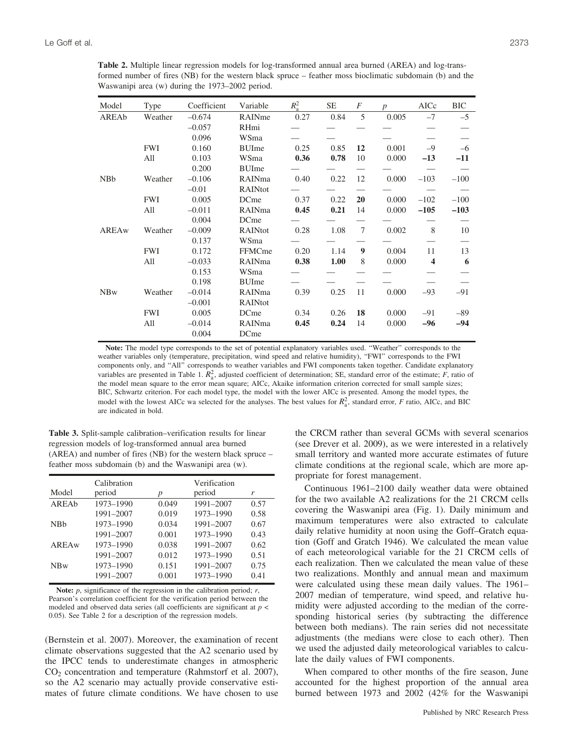**Table 2.** Multiple linear regression models for log-transformed annual area burned (AREA) and log-transformed number of fires (NB) for the western black spruce – feather moss bioclimatic subdomain (b) and the Waswanipi area (w) during the 1973–2002 period.

| Model | Type | Coefficient | Variable | $R_a^2$ | SE | $F$ | $p$ | AICc | BIC |
|---|---|---|---|---|---|---|---|---|---|
| AREAb | Weather | –0.674 | RAINme | 0.27 | 0.84 | 5 | 0.005 | –7 | –5 |
| | | –0.057 | RHmi | — | — | — | — | — | — |
| | | 0.096 | WSma | — | — | — | — | — | — |
| | FWI | 0.160 | BUIme | 0.25 | 0.85 | **12** | 0.001 | –9 | –6 |
| | All | 0.103 | WSma | **0.36** | **0.78** | 10 | 0.000 | **–13** | **–11** |
| | | 0.200 | BUIme | — | — | — | — | — | — |
| NBb | Weather | –0.106 | RAINma | 0.40 | 0.22 | 12 | 0.000 | –103 | –100 |
| | | –0.01 | RAINtot | — | — | — | — | — | — |
| | FWI | 0.005 | DCme | 0.37 | 0.22 | **20** | 0.000 | –102 | –100 |
| | All | –0.011 | RAINma | **0.45** | **0.21** | 14 | 0.000 | **–105** | **–103** |
| | | 0.004 | DCme | — | — | — | — | — | — |
| AREAw | Weather | –0.009 | RAINtot | 0.28 | 1.08 | 7 | 0.002 | 8 | 10 |
| | | 0.137 | WSma | — | — | — | — | — | — |
| | FWI | 0.172 | FFMCme | 0.20 | 1.14 | **9** | 0.004 | 11 | 13 |
| | All | –0.033 | RAINma | **0.38** | **1.00** | 8 | 0.000 | **4** | **6** |
| | | 0.153 | WSma | — | — | — | — | — | — |
| | | 0.198 | BUIme | — | — | — | — | — | — |
| NBw | Weather | –0.014 | RAINma | 0.39 | 0.25 | 11 | 0.000 | –93 | –91 |
| | | –0.001 | RAINtot | | | | | | |
| | FWI | 0.005 | DCme | 0.34 | 0.26 | **18** | 0.000 | –91 | –89 |
| | All | –0.014 | RAINma | **0.45** | **0.24** | 14 | 0.000 | **–96** | **–94** |
| | | 0.004 | DCme | | | | | | |

**Note:** The model type corresponds to the set of potential explanatory variables used. ''Weather'' corresponds to the weather variables only (temperature, precipitation, wind speed and relative humidity), ''FWI'' corresponds to the FWI components only, and ''All'' corresponds to weather variables and FWI components taken together. Candidate explanatory variables are presented in Table 1. $R_a^2$, adjusted coefficient of determination; SE, standard error of the estimate; $F$, ratio of the model mean square to the error mean square; AICc, Akaike information criterion corrected for small sample sizes; BIC, Schwartz criterion. For each model type, the model with the lower AICc is presented. Among the model types, the model with the lowest AICc wa selected for the analyses. The best values for $R_a^2$, standard error, $F$ ratio, AICc, and BIC are indicated in bold.

**Table 3.** Split-sample calibration–verification results for linear regression models of log-transformed annual area burned (AREA) and number of fires (NB) for the western black spruce – feather moss subdomain (b) and the Waswanipi area (w).

| Model | Calibration period | $p$ | Verification period | $r$ |
|---|---|---|---|---|
| AREAb | 1973–1990 | 0.049 | 1991–2007 | 0.57 |
| | 1991–2007 | 0.019 | 1973–1990 | 0.58 |
| NBb | 1973–1990 | 0.034 | 1991–2007 | 0.67 |
| | 1991–2007 | 0.001 | 1973–1990 | 0.43 |
| AREAw | 1973–1990 | 0.038 | 1991–2007 | 0.62 |
| | 1991–2007 | 0.012 | 1973–1990 | 0.51 |
| NBw | 1973–1990 | 0.151 | 1991–2007 | 0.75 |
| | 1991–2007 | 0.001 | 1973–1990 | 0.41 |

**Note:** $p$, significance of the regression in the calibration period; $r$, Pearson's correlation coefficient for the verification period between the modeled and observed data series (all coefficients are significant at $p < 0.05$). See Table 2 for a description of the regression models.

(Bernstein et al. 2007). Moreover, the examination of recent climate observations suggested that the A2 scenario used by the IPCC tends to underestimate changes in atmospheric $CO_2$ concentration and temperature (Rahmstorf et al. 2007), so the A2 scenario may actually provide conservative estimates of future climate conditions. We have chosen to use the CRCM rather than several GCMs with several scenarios (see Drever et al. 2009), as we were interested in a relatively small territory and wanted more accurate estimates of future climate conditions at the regional scale, which are more appropriate for forest management.

Continuous 1961–2100 daily weather data were obtained for the two available A2 realizations for the 21 CRCM cells covering the Waswanipi area (Fig. 1). Daily minimum and maximum temperatures were also extracted to calculate daily relative humidity at noon using the Goff–Gratch equation (Goff and Gratch 1946). We calculated the mean value of each meteorological variable for the 21 CRCM cells of each realization. Then we calculated the mean value of these two realizations. Monthly and annual mean and maximum were calculated using these mean daily values. The 1961–2007 median of temperature, wind speed, and relative humidity were adjusted according to the median of the corresponding historical series (by subtracting the difference between both medians). The rain series did not necessitate adjustments (the medians were close to each other). Then we used the adjusted daily meteorological variables to calculate the daily values of FWI components.

When compared to other months of the fire season, June accounted for the highest proportion of the annual area burned between 1973 and 2002 (42% for the Waswanipi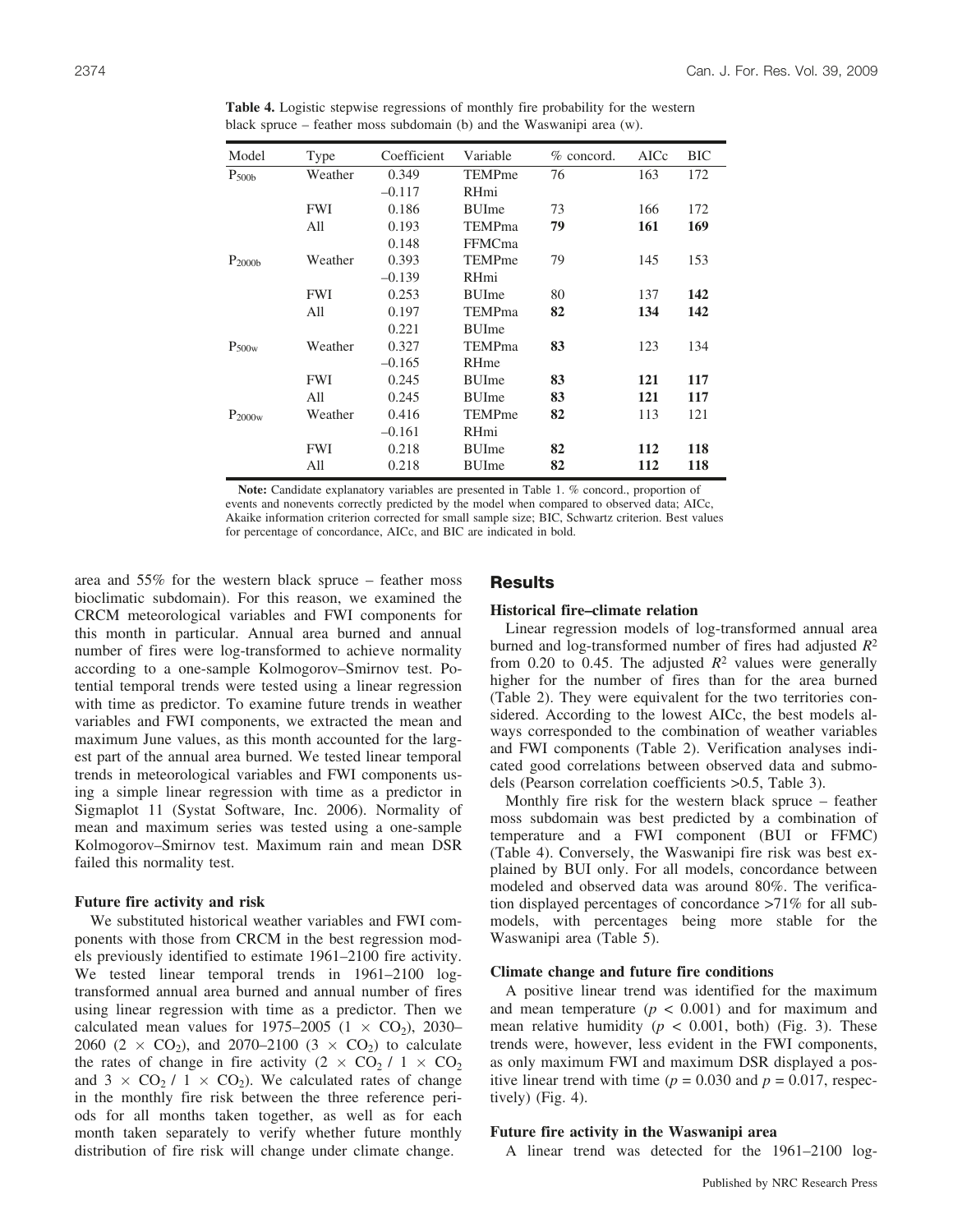**Table 4.** Logistic stepwise regressions of monthly fire probability for the western black spruce – feather moss subdomain (b) and the Waswanipi area (w).

| Model | Type | Coefficient | Variable | % concord. | AICc | BIC |
|---|---|---|---|---|---|---|
| $P_{500b}$ | Weather | 0.349 | TEMPme | 76 | 163 | 172 |
| | | –0.117 | RHmi | | | |
| | FWI | 0.186 | BUIme | 73 | 166 | 172 |
| | All | 0.193 | TEMPma | **79** | **161** | **169** |
| | | 0.148 | FFMCma | | | |
| $P_{2000b}$ | Weather | 0.393 | TEMPme | 79 | 145 | 153 |
| | | –0.139 | RHmi | | | |
| | FWI | 0.253 | BUIme | 80 | 137 | **142** |
| | All | 0.197 | TEMPma | **82** | **134** | **142** |
| | | 0.221 | BUIme | | | |
| $P_{500w}$ | Weather | 0.327 | TEMPma | **83** | 123 | 134 |
| | | –0.165 | RHme | | | |
| | FWI | 0.245 | BUIme | **83** | **121** | **117** |
| | All | 0.245 | BUIme | **83** | **121** | **117** |
| $P_{2000w}$ | Weather | 0.416 | TEMPme | **82** | 113 | 121 |
| | | –0.161 | RHmi | | | |
| | FWI | 0.218 | BUIme | **82** | **112** | **118** |
| | All | 0.218 | BUIme | **82** | **112** | **118** |

**Note:** Candidate explanatory variables are presented in Table 1. % concord., proportion of events and nonevents correctly predicted by the model when compared to observed data; AICc, Akaike information criterion corrected for small sample size; BIC, Schwartz criterion. Best values for percentage of concordance, AICc, and BIC are indicated in bold.

area and 55% for the western black spruce – feather moss bioclimatic subdomain). For this reason, we examined the CRCM meteorological variables and FWI components for this month in particular. Annual area burned and annual number of fires were log-transformed to achieve normality according to a one-sample Kolmogorov–Smirnov test. Potential temporal trends were tested using a linear regression with time as predictor. To examine future trends in weather variables and FWI components, we extracted the mean and maximum June values, as this month accounted for the largest part of the annual area burned. We tested linear temporal trends in meteorological variables and FWI components using a simple linear regression with time as a predictor in Sigmaplot 11 (Systat Software, Inc. 2006). Normality of mean and maximum series was tested using a one-sample Kolmogorov–Smirnov test. Maximum rain and mean DSR failed this normality test.

### Future fire activity and risk

We substituted historical weather variables and FWI components with those from CRCM in the best regression models previously identified to estimate 1961–2100 fire activity. We tested linear temporal trends in 1961–2100 log-transformed annual area burned and annual number of fires using linear regression with time as a predictor. Then we calculated mean values for 1975–2005 ($1 \times CO_2$), 2030–2060 ($2 \times CO_2$), and 2070–2100 ($3 \times CO_2$) to calculate the rates of change in fire activity ($2 \times CO_2$ / $1 \times CO_2$ and $3 \times CO_2$ / $1 \times CO_2$). We calculated rates of change in the monthly fire risk between the three reference periods for all months taken together, as well as for each month taken separately to verify whether future monthly distribution of fire risk will change under climate change.

## Results

### Historical fire–climate relation

Linear regression models of log-transformed annual area burned and log-transformed number of fires had adjusted $R^2$ from 0.20 to 0.45. The adjusted $R^2$ values were generally higher for the number of fires than for the area burned (Table 2). They were equivalent for the two territories considered. According to the lowest AICc, the best models always corresponded to the combination of weather variables and FWI components (Table 2). Verification analyses indicated good correlations between observed data and submodels (Pearson correlation coefficients >0.5, Table 3).

Monthly fire risk for the western black spruce – feather moss subdomain was best predicted by a combination of temperature and a FWI component (BUI or FFMC) (Table 4). Conversely, the Waswanipi fire risk was best explained by BUI only. For all models, concordance between modeled and observed data was around 80%. The verification displayed percentages of concordance >71% for all submodels, with percentages being more stable for the Waswanipi area (Table 5).

### Climate change and future fire conditions

A positive linear trend was identified for the maximum and mean temperature ($p < 0.001$) and for maximum and mean relative humidity ($p < 0.001$, both) (Fig. 3). These trends were, however, less evident in the FWI components, as only maximum FWI and maximum DSR displayed a positive linear trend with time ($p = 0.030$ and $p = 0.017$, respectively) (Fig. 4).

### Future fire activity in the Waswanipi area

A linear trend was detected for the 1961–2100 log-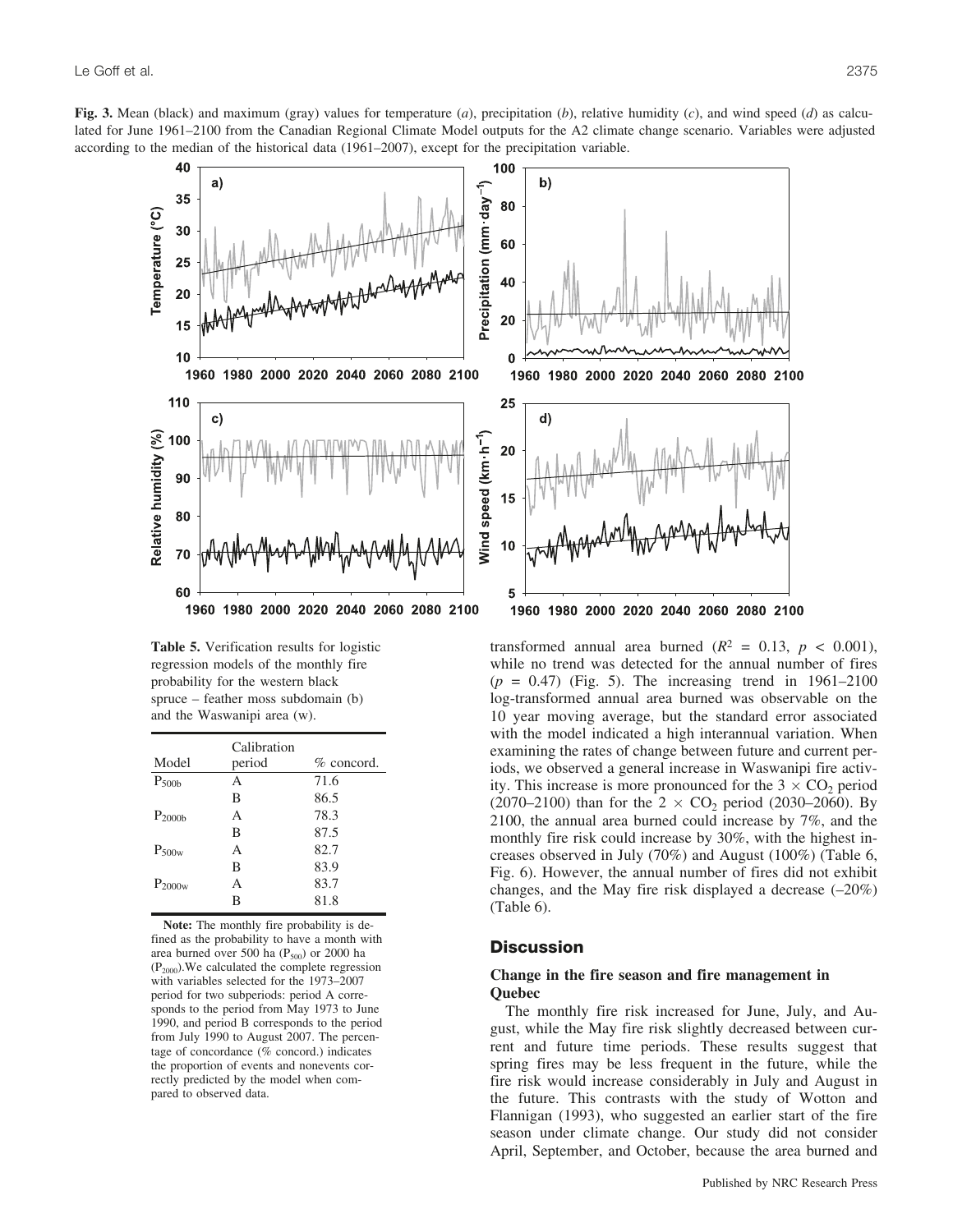**Fig. 3.** Mean (black) and maximum (gray) values for temperature (*a*), precipitation (*b*), relative humidity (*c*), and wind speed (*d*) as calculated for June 1961–2100 from the Canadian Regional Climate Model outputs for the A2 climate change scenario. Variables were adjusted according to the median of the historical data (1961–2007), except for the precipitation variable.

**Table 5.** Verification results for logistic regression models of the monthly fire probability for the western black spruce – feather moss subdomain (b) and the Waswanipi area (w).

| Model | Calibration period | % concord. |
|---|---|---|
| $P_{500b}$ | A | 71.6 |
| | B | 86.5 |
| $P_{2000b}$ | A | 78.3 |
| | B | 87.5 |
| $P_{500w}$ | A | 82.7 |
| | B | 83.9 |
| $P_{2000w}$ | A | 83.7 |
| | B | 81.8 |

**Note:** The monthly fire probability is defined as the probability to have a month with area burned over 500 ha ($P_{500}$) or 2000 ha ($P_{2000}$). We calculated the complete regression with variables selected for the 1973–2007 period for two subperiods: period A corresponds to the period from May 1973 to June 1990, and period B corresponds to the period from July 1990 to August 2007. The percentage of concordance (% concord.) indicates the proportion of events and nonevents correctly predicted by the model when compared to observed data.

transformed annual area burned ($R^2 = 0.13$, $p < 0.001$), while no trend was detected for the annual number of fires ($p = 0.47$) (Fig. 5). The increasing trend in 1961–2100 log-transformed annual area burned was observable on the 10 year moving average, but the standard error associated with the model indicated a high interannual variation. When examining the rates of change between future and current periods, we observed a general increase in Waswanipi fire activity. This increase is more pronounced for the $3 \times CO_2$ period (2070–2100) than for the $2 \times CO_2$ period (2030–2060). By 2100, the annual area burned could increase by 7%, and the monthly fire risk could increase by 30%, with the highest increases observed in July (70%) and August (100%) (Table 6, Fig. 6). However, the annual number of fires did not exhibit changes, and the May fire risk displayed a decrease (–20%) (Table 6).

## Discussion

### Change in the fire season and fire management in Quebec

The monthly fire risk increased for June, July, and August, while the May fire risk slightly decreased between current and future time periods. These results suggest that spring fires may be less frequent in the future, while the fire risk would increase considerably in July and August in the future. This contrasts with the study of Wotton and Flannigan (1993), who suggested an earlier start of the fire season under climate change. Our study did not consider April, September, and October, because the area burned and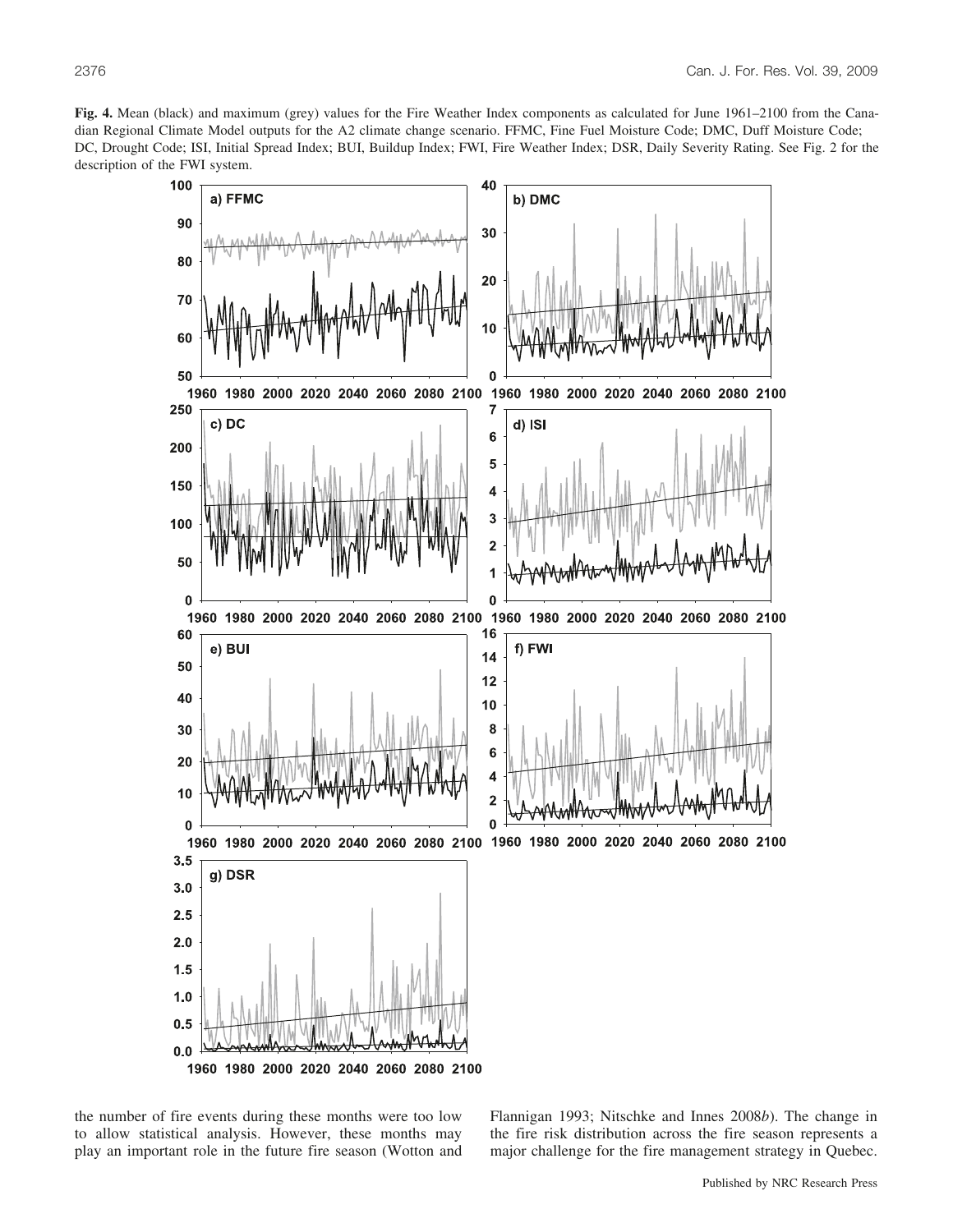**Fig. 4.** Mean (black) and maximum (grey) values for the Fire Weather Index components as calculated for June 1961–2100 from the Canadian Regional Climate Model outputs for the A2 climate change scenario. FFMC, Fine Fuel Moisture Code; DMC, Duff Moisture Code; DC, Drought Code; ISI, Initial Spread Index; BUI, Buildup Index; FWI, Fire Weather Index; DSR, Daily Severity Rating. See Fig. 2 for the description of the FWI system.

the number of fire events during these months were too low to allow statistical analysis. However, these months may play an important role in the future fire season (Wotton and Flannigan 1993; Nitschke and Innes 2008*b*). The change in the fire risk distribution across the fire season represents a major challenge for the fire management strategy in Quebec.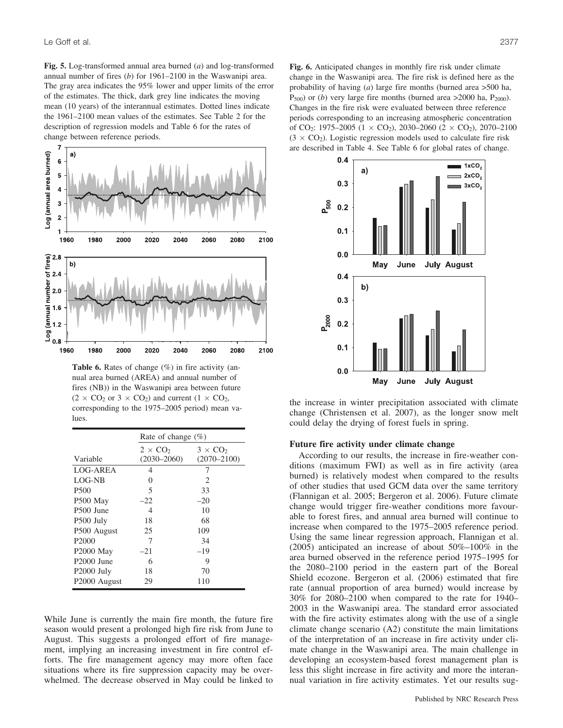**Fig. 5.** Log-transformed annual area burned (*a*) and log-transformed annual number of fires (*b*) for 1961–2100 in the Waswanipi area. The gray area indicates the 95% lower and upper limits of the error of the estimates. The thick, dark grey line indicates the moving mean (10 years) of the interannual estimates. Dotted lines indicate the 1961–2100 mean values of the estimates. See Table 2 for the description of regression models and Table 6 for the rates of change between reference periods.

**Table 6.** Rates of change (%) in fire activity (annual area burned (AREA) and annual number of fires (NB)) in the Waswanipi area between future ($2 \times CO_2$ or $3 \times CO_2$) and current ($1 \times CO_2$, corresponding to the 1975–2005 period) mean values.

| | Rate of change (%) | |
|---|---|---|
| Variable | $2 \times CO_2$ (2030–2060) | $3 \times CO_2$ (2070–2100) |
| LOG-AREA | 4 | 7 |
| LOG-NB | 0 | 2 |
| P500 | 5 | 33 |
| P500 May | –22 | –20 |
| P500 June | 4 | 10 |
| P500 July | 18 | 68 |
| P500 August | 25 | 109 |
| P2000 | 7 | 34 |
| P2000 May | –21 | –19 |
| P2000 June | 6 | 9 |
| P2000 July | 18 | 70 |
| P2000 August | 29 | 110 |

**Fig. 6.** Anticipated changes in monthly fire risk under climate change in the Waswanipi area. The fire risk is defined here as the probability of having (*a*) large fire months (burned area >500 ha, $P_{500}$) or (*b*) very large fire months (burned area >2000 ha, $P_{2000}$). Changes in the fire risk were evaluated between three reference periods corresponding to an increasing atmospheric concentration of $CO_2$: 1975–2005 ($1 \times CO_2$), 2030–2060 ($2 \times CO_2$), 2070–2100 ($3 \times CO_2$). Logistic regression models used to calculate fire risk are described in Table 4. See Table 6 for global rates of change.

While June is currently the main fire month, the future fire season would present a prolonged high fire risk from June to August. This suggests a prolonged effort of fire management, implying an increasing investment in fire control efforts. The fire management agency may more often face situations where its fire suppression capacity may be overwhelmed. The decrease observed in May could be linked to the increase in winter precipitation associated with climate change (Christensen et al. 2007), as the longer snow melt could delay the drying of forest fuels in spring.

### Future fire activity under climate change

According to our results, the increase in fire-weather conditions (maximum FWI) as well as in fire activity (area burned) is relatively modest when compared to the results of other studies that used GCM data over the same territory (Flannigan et al. 2005; Bergeron et al. 2006). Future climate change would trigger fire-weather conditions more favourable to forest fires, and annual area burned will continue to increase when compared to the 1975–2005 reference period. Using the same linear regression approach, Flannigan et al. (2005) anticipated an increase of about 50%–100% in the area burned observed in the reference period 1975–1995 for the 2080–2100 period in the eastern part of the Boreal Shield ecozone. Bergeron et al. (2006) estimated that fire rate (annual proportion of area burned) would increase by 30% for 2080–2100 when compared to the rate for 1940–2003 in the Waswanipi area. The standard error associated with the fire activity estimates along with the use of a single climate change scenario (A2) constitute the main limitations of the interpretation of an increase in fire activity under climate change in the Waswanipi area. The main challenge in developing an ecosystem-based forest management plan is less this slight increase in fire activity and more the interannual variation in fire activity estimates. Yet our results sug-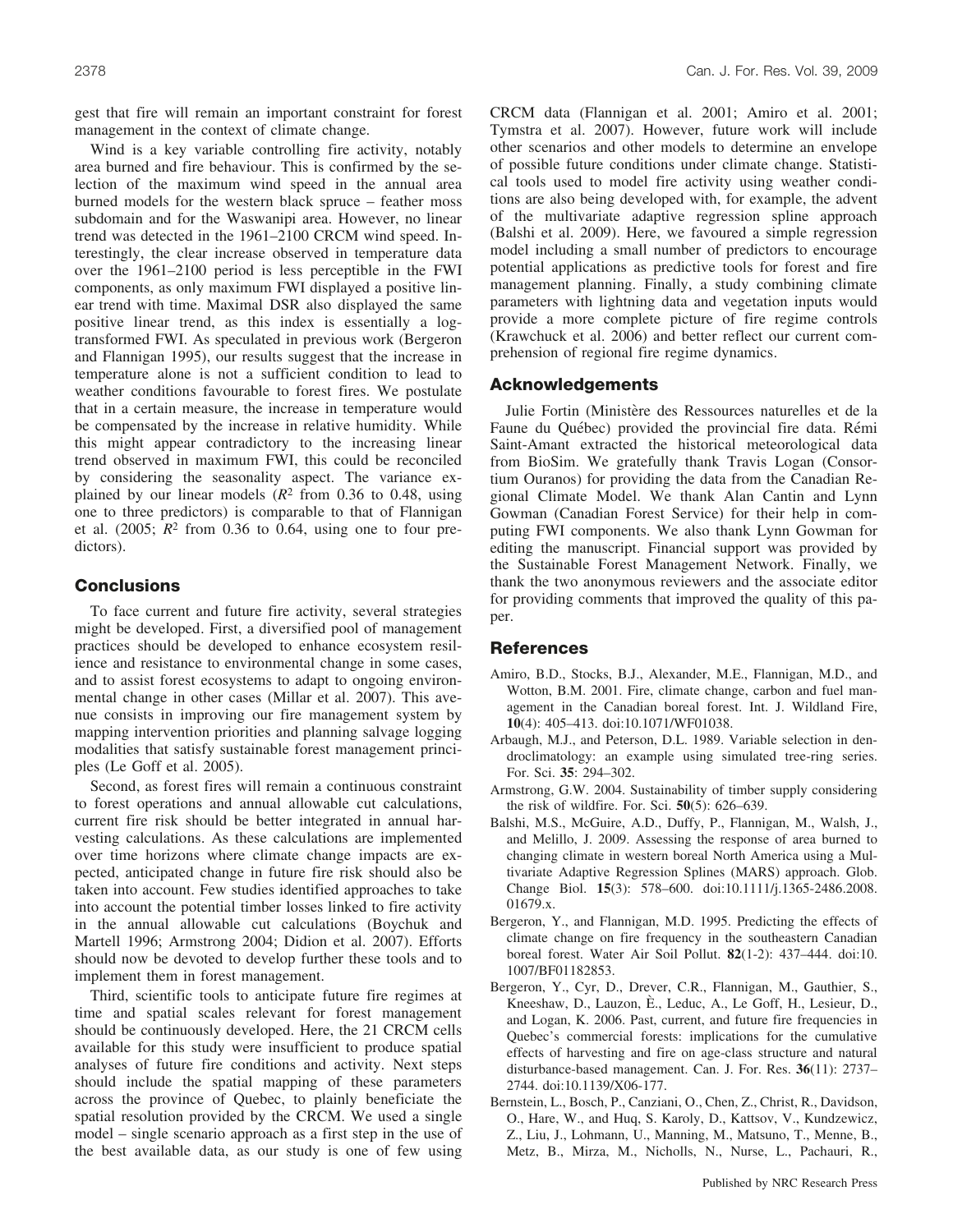gest that fire will remain an important constraint for forest management in the context of climate change.

Wind is a key variable controlling fire activity, notably area burned and fire behaviour. This is confirmed by the selection of the maximum wind speed in the annual area burned models for the western black spruce – feather moss subdomain and for the Waswanipi area. However, no linear trend was detected in the 1961–2100 CRCM wind speed. Interestingly, the clear increase observed in temperature data over the 1961–2100 period is less perceptible in the FWI components, as only maximum FWI displayed a positive linear trend with time. Maximal DSR also displayed the same positive linear trend, as this index is essentially a log-transformed FWI. As speculated in previous work (Bergeron and Flannigan 1995), our results suggest that the increase in temperature alone is not a sufficient condition to lead to weather conditions favourable to forest fires. We postulate that in a certain measure, the increase in temperature would be compensated by the increase in relative humidity. While this might appear contradictory to the increasing linear trend observed in maximum FWI, this could be reconciled by considering the seasonality aspect. The variance explained by our linear models ($R^2$ from 0.36 to 0.48, using one to three predictors) is comparable to that of Flannigan et al. (2005; $R^2$ from 0.36 to 0.64, using one to four predictors).

## Conclusions

To face current and future fire activity, several strategies might be developed. First, a diversified pool of management practices should be developed to enhance ecosystem resilience and resistance to environmental change in some cases, and to assist forest ecosystems to adapt to ongoing environmental change in other cases (Millar et al. 2007). This avenue consists in improving our fire management system by mapping intervention priorities and planning salvage logging modalities that satisfy sustainable forest management principles (Le Goff et al. 2005).

Second, as forest fires will remain a continuous constraint to forest operations and annual allowable cut calculations, current fire risk should be better integrated in annual harvesting calculations. As these calculations are implemented over time horizons where climate change impacts are expected, anticipated change in future fire risk should also be taken into account. Few studies identified approaches to take into account the potential timber losses linked to fire activity in the annual allowable cut calculations (Boychuk and Martell 1996; Armstrong 2004; Didion et al. 2007). Efforts should now be devoted to develop further these tools and to implement them in forest management.

Third, scientific tools to anticipate future fire regimes at time and spatial scales relevant for forest management should be continuously developed. Here, the 21 CRCM cells available for this study were insufficient to produce spatial analyses of future fire conditions and activity. Next steps should include the spatial mapping of these parameters across the province of Quebec, to plainly beneficiate the spatial resolution provided by the CRCM. We used a single model – single scenario approach as a first step in the use of the best available data, as our study is one of few using CRCM data (Flannigan et al. 2001; Amiro et al. 2001; Tymstra et al. 2007). However, future work will include other scenarios and other models to determine an envelope of possible future conditions under climate change. Statistical tools used to model fire activity using weather conditions are also being developed with, for example, the advent of the multivariate adaptive regression spline approach (Balshi et al. 2009). Here, we favoured a simple regression model including a small number of predictors to encourage potential applications as predictive tools for forest and fire management planning. Finally, a study combining climate parameters with lightning data and vegetation inputs would provide a more complete picture of fire regime controls (Krawchuck et al. 2006) and better reflect our current comprehension of regional fire regime dynamics.

## Acknowledgements

Julie Fortin (Ministère des Ressources naturelles et de la Faune du Québec) provided the provincial fire data. Rémi Saint-Amant extracted the historical meteorological data from BioSim. We gratefully thank Travis Logan (Consortium Ouranos) for providing the data from the Canadian Regional Climate Model. We thank Alan Cantin and Lynn Gowman (Canadian Forest Service) for their help in computing FWI components. We also thank Lynn Gowman for editing the manuscript. Financial support was provided by the Sustainable Forest Management Network. Finally, we thank the two anonymous reviewers and the associate editor for providing comments that improved the quality of this paper.

## References

Amiro, B.D., Stocks, B.J., Alexander, M.E., Flannigan, M.D., and Wotton, B.M. 2001. Fire, climate change, carbon and fuel management in the Canadian boreal forest. Int. J. Wildland Fire, **10**(4): 405–413. doi:10.1071/WF01038.

Arbaugh, M.J., and Peterson, D.L. 1989. Variable selection in dendroclimatology: an example using simulated tree-ring series. For. Sci. **35**: 294–302.

Armstrong, G.W. 2004. Sustainability of timber supply considering the risk of wildfire. For. Sci. **50**(5): 626–639.

Balshi, M.S., McGuire, A.D., Duffy, P., Flannigan, M., Walsh, J., and Melillo, J. 2009. Assessing the response of area burned to changing climate in western boreal North America using a Multivariate Adaptive Regression Splines (MARS) approach. Glob. Change Biol. **15**(3): 578–600. doi:10.1111/j.1365-2486.2008.01679.x.

Bergeron, Y., and Flannigan, M.D. 1995. Predicting the effects of climate change on fire frequency in the southeastern Canadian boreal forest. Water Air Soil Pollut. **82**(1-2): 437–444. doi:10.1007/BF01182853.

Bergeron, Y., Cyr, D., Drever, C.R., Flannigan, M., Gauthier, S., Kneeshaw, D., Lauzon, È., Leduc, A., Le Goff, H., Lesieur, D., and Logan, K. 2006. Past, current, and future fire frequencies in Quebec's commercial forests: implications for the cumulative effects of harvesting and fire on age-class structure and natural disturbance-based management. Can. J. For. Res. **36**(11): 2737–2744. doi:10.1139/X06-177.

Bernstein, L., Bosch, P., Canziani, O., Chen, Z., Christ, R., Davidson, O., Hare, W., and Huq, S. Karoly, D., Kattsov, V., Kundzewicz, Z., Liu, J., Lohmann, U., Manning, M., Matsuno, T., Menne, B., Metz, B., Mirza, M., Nicholls, N., Nurse, L., Pachauri, R.,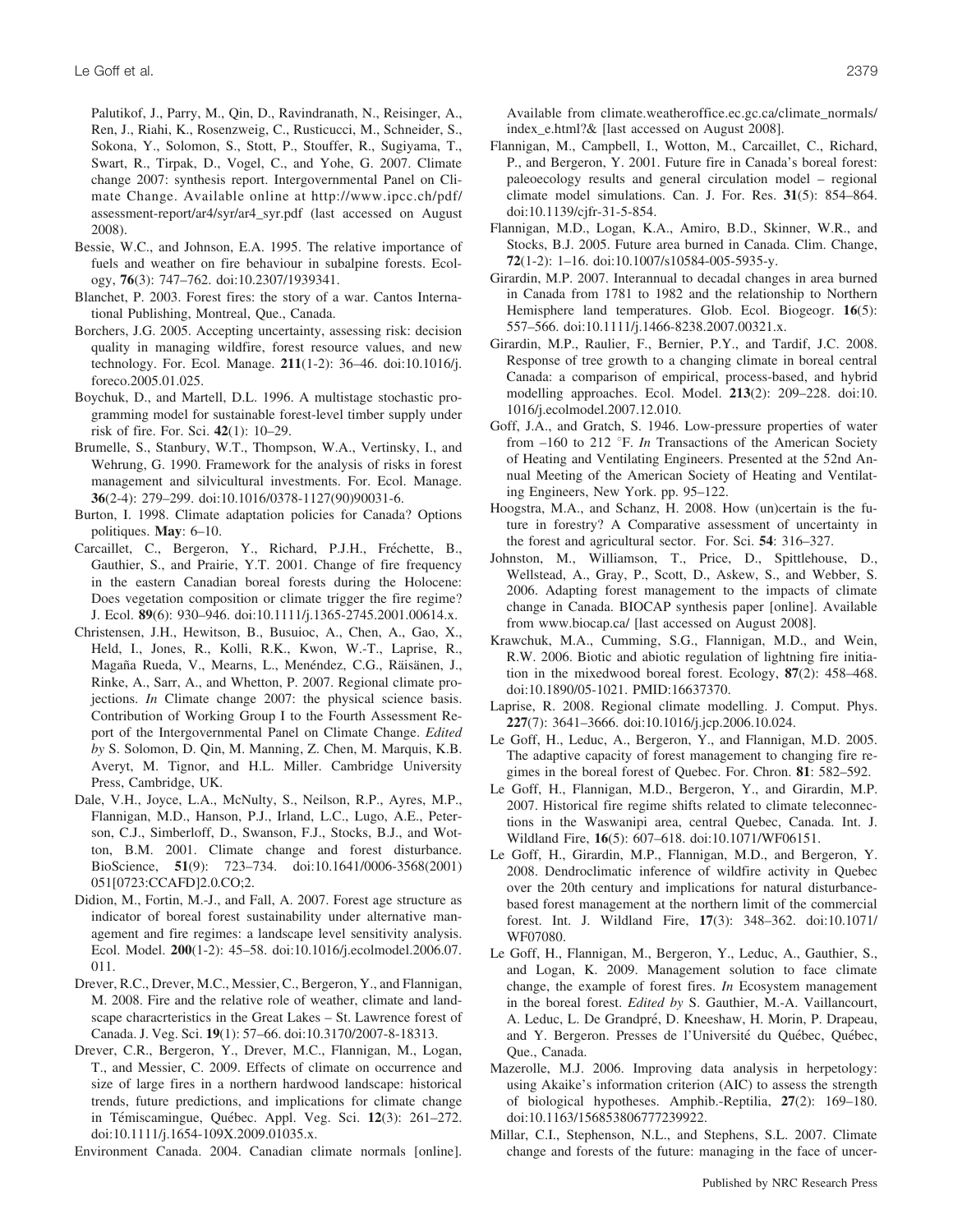Palutikof, J., Parry, M., Qin, D., Ravindranath, N., Reisinger, A., Ren, J., Riahi, K., Rosenzweig, C., Rusticucci, M., Schneider, S., Sokona, Y., Solomon, S., Stott, P., Stouffer, R., Sugiyama, T., Swart, R., Tirpak, D., Vogel, C., and Yohe, G. 2007. Climate change 2007: synthesis report. Intergovernmental Panel on Climate Change. Available online at http://www.ipcc.ch/pdf/assessment-report/ar4/syr/ar4_syr.pdf (last accessed on August 2008).

Bessie, W.C., and Johnson, E.A. 1995. The relative importance of fuels and weather on fire behaviour in subalpine forests. Ecology, **76**(3): 747–762. doi:10.2307/1939341.

Blanchet, P. 2003. Forest fires: the story of a war. Cantos International Publishing, Montreal, Que., Canada.

Borchers, J.G. 2005. Accepting uncertainty, assessing risk: decision quality in managing wildfire, forest resource values, and new technology. For. Ecol. Manage. **211**(1-2): 36–46. doi:10.1016/j.foreco.2005.01.025.

Boychuk, D., and Martell, D.L. 1996. A multistage stochastic programming model for sustainable forest-level timber supply under risk of fire. For. Sci. **42**(1): 10–29.

Brumelle, S., Stanbury, W.T., Thompson, W.A., Vertinsky, I., and Wehrung, G. 1990. Framework for the analysis of risks in forest management and silvicultural investments. For. Ecol. Manage. **36**(2-4): 279–299. doi:10.1016/0378-1127(90)90031-6.

Burton, I. 1998. Climate adaptation policies for Canada? Options politiques. **May**: 6–10.

Carcaillet, C., Bergeron, Y., Richard, P.J.H., Fréchette, B., Gauthier, S., and Prairie, Y.T. 2001. Change of fire frequency in the eastern Canadian boreal forests during the Holocene: Does vegetation composition or climate trigger the fire regime? J. Ecol. **89**(6): 930–946. doi:10.1111/j.1365-2745.2001.00614.x.

Christensen, J.H., Hewitson, B., Busuioc, A., Chen, A., Gao, X., Held, I., Jones, R., Kolli, R.K., Kwon, W.-T., Laprise, R., Magaña Rueda, V., Mearns, L., Menéndez, C.G., Räisänen, J., Rinke, A., Sarr, A., and Whetton, P. 2007. Regional climate projections. *In* Climate change 2007: the physical science basis. Contribution of Working Group I to the Fourth Assessment Report of the Intergovernmental Panel on Climate Change. *Edited by* S. Solomon, D. Qin, M. Manning, Z. Chen, M. Marquis, K.B. Averyt, M. Tignor, and H.L. Miller. Cambridge University Press, Cambridge, UK.

Dale, V.H., Joyce, L.A., McNulty, S., Neilson, R.P., Ayres, M.P., Flannigan, M.D., Hanson, P.J., Irland, L.C., Lugo, A.E., Peterson, C.J., Simberloff, D., Swanson, F.J., Stocks, B.J., and Wotton, B.M. 2001. Climate change and forest disturbance. BioScience, **51**(9): 723–734. doi:10.1641/0006-3568(2001)051[0723:CCAFD]2.0.CO;2.

Didion, M., Fortin, M.-J., and Fall, A. 2007. Forest age structure as indicator of boreal forest sustainability under alternative management and fire regimes: a landscape level sensitivity analysis. Ecol. Model. **200**(1-2): 45–58. doi:10.1016/j.ecolmodel.2006.07.011.

Drever, R.C., Drever, M.C., Messier, C., Bergeron, Y., and Flannigan, M. 2008. Fire and the relative role of weather, climate and landscape characrteristics in the Great Lakes – St. Lawrence forest of Canada. J. Veg. Sci. **19**(1): 57–66. doi:10.3170/2007-8-18313.

Drever, C.R., Bergeron, Y., Drever, M.C., Flannigan, M., Logan, T., and Messier, C. 2009. Effects of climate on occurrence and size of large fires in a northern hardwood landscape: historical trends, future predictions, and implications for climate change in Témiscamingue, Québec. Appl. Veg. Sci. **12**(3): 261–272. doi:10.1111/j.1654-109X.2009.01035.x.

Environment Canada. 2004. Canadian climate normals [online]. Available from climate.weatheroffice.ec.gc.ca/climate_normals/index_e.html?& [last accessed on August 2008].

Flannigan, M., Campbell, I., Wotton, M., Carcaillet, C., Richard, P., and Bergeron, Y. 2001. Future fire in Canada's boreal forest: paleoecology results and general circulation model – regional climate model simulations. Can. J. For. Res. **31**(5): 854–864. doi:10.1139/cjfr-31-5-854.

Flannigan, M.D., Logan, K.A., Amiro, B.D., Skinner, W.R., and Stocks, B.J. 2005. Future area burned in Canada. Clim. Change, **72**(1-2): 1–16. doi:10.1007/s10584-005-5935-y.

Girardin, M.P. 2007. Interannual to decadal changes in area burned in Canada from 1781 to 1982 and the relationship to Northern Hemisphere land temperatures. Glob. Ecol. Biogeogr. **16**(5): 557–566. doi:10.1111/j.1466-8238.2007.00321.x.

Girardin, M.P., Raulier, F., Bernier, P.Y., and Tardif, J.C. 2008. Response of tree growth to a changing climate in boreal central Canada: a comparison of empirical, process-based, and hybrid modelling approaches. Ecol. Model. **213**(2): 209–228. doi:10.1016/j.ecolmodel.2007.12.010.

Goff, J.A., and Gratch, S. 1946. Low-pressure properties of water from –160 to 212 °F. *In* Transactions of the American Society of Heating and Ventilating Engineers. Presented at the 52nd Annual Meeting of the American Society of Heating and Ventilating Engineers, New York. pp. 95–122.

Hoogstra, M.A., and Schanz, H. 2008. How (un)certain is the future in forestry? A Comparative assessment of uncertainty in the forest and agricultural sector. For. Sci. **54**: 316–327.

Johnston, M., Williamson, T., Price, D., Spittlehouse, D., Wellstead, A., Gray, P., Scott, D., Askew, S., and Webber, S. 2006. Adapting forest management to the impacts of climate change in Canada. BIOCAP synthesis paper [online]. Available from www.biocap.ca/ [last accessed on August 2008].

Krawchuk, M.A., Cumming, S.G., Flannigan, M.D., and Wein, R.W. 2006. Biotic and abiotic regulation of lightning fire initiation in the mixedwood boreal forest. Ecology, **87**(2): 458–468. doi:10.1890/05-1021. PMID:16637370.

Laprise, R. 2008. Regional climate modelling. J. Comput. Phys. **227**(7): 3641–3666. doi:10.1016/j.jcp.2006.10.024.

Le Goff, H., Leduc, A., Bergeron, Y., and Flannigan, M.D. 2005. The adaptive capacity of forest management to changing fire regimes in the boreal forest of Quebec. For. Chron. **81**: 582–592.

Le Goff, H., Flannigan, M.D., Bergeron, Y., and Girardin, M.P. 2007. Historical fire regime shifts related to climate teleconnections in the Waswanipi area, central Quebec, Canada. Int. J. Wildland Fire, **16**(5): 607–618. doi:10.1071/WF06151.

Le Goff, H., Girardin, M.P., Flannigan, M.D., and Bergeron, Y. 2008. Dendroclimatic inference of wildfire activity in Quebec over the 20th century and implications for natural disturbance-based forest management at the northern limit of the commercial forest. Int. J. Wildland Fire, **17**(3): 348–362. doi:10.1071/WF07080.

Le Goff, H., Flannigan, M., Bergeron, Y., Leduc, A., Gauthier, S., and Logan, K. 2009. Management solution to face climate change, the example of forest fires. *In* Ecosystem management in the boreal forest. *Edited by* S. Gauthier, M.-A. Vaillancourt, A. Leduc, L. De Grandpré, D. Kneeshaw, H. Morin, P. Drapeau, and Y. Bergeron. Presses de l'Université du Québec, Québec, Que., Canada.

Mazerolle, M.J. 2006. Improving data analysis in herpetology: using Akaike's information criterion (AIC) to assess the strength of biological hypotheses. Amphib.-Reptilia, **27**(2): 169–180. doi:10.1163/156853806777239922.

Millar, C.I., Stephenson, N.L., and Stephens, S.L. 2007. Climate change and forests of the future: managing in the face of uncer-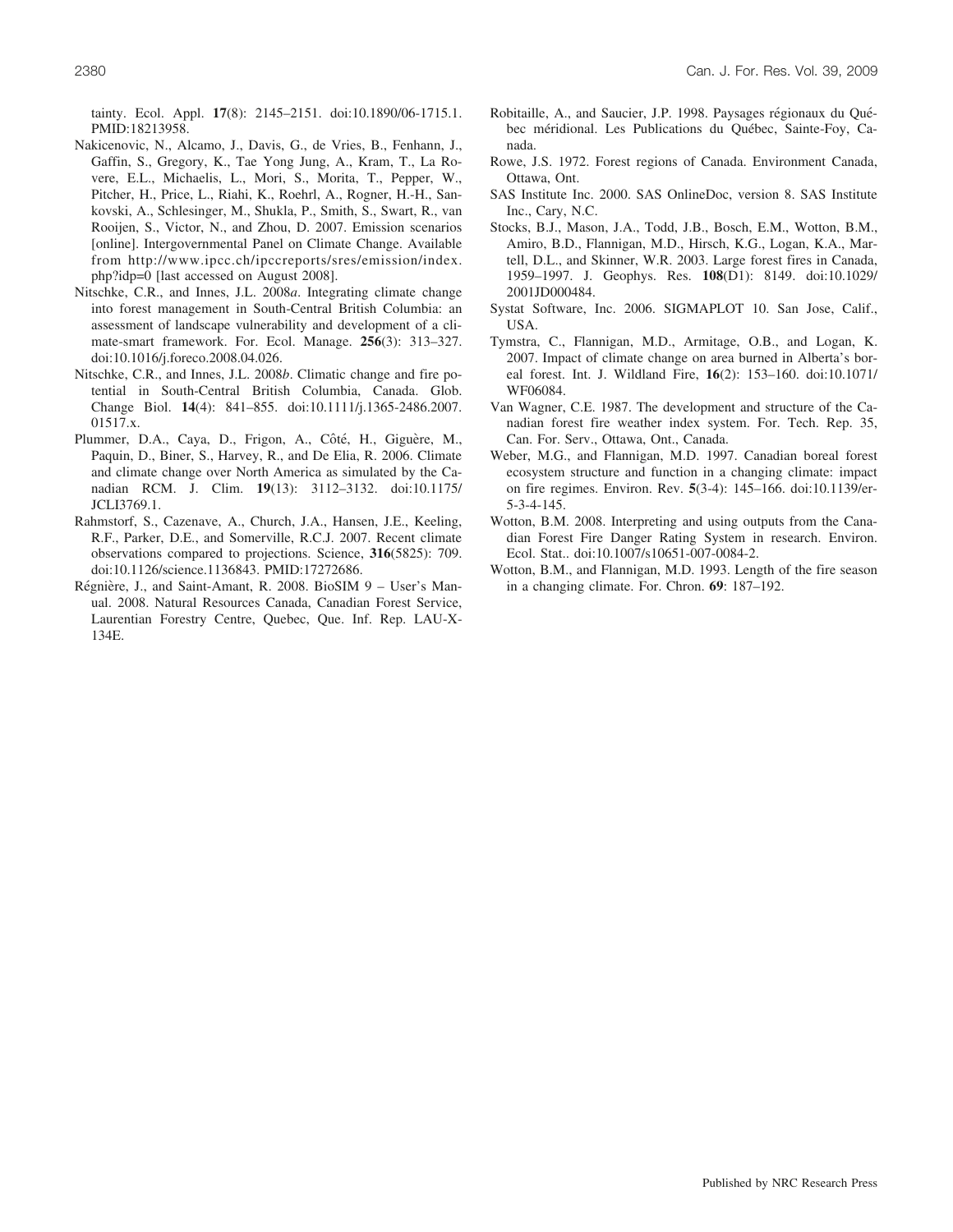tainty. Ecol. Appl. **17**(8): 2145–2151. doi:10.1890/06-1715.1. PMID:18213958.

Nakicenovic, N., Alcamo, J., Davis, G., de Vries, B., Fenhann, J., Gaffin, S., Gregory, K., Tae Yong Jung, A., Kram, T., La Rovere, E.L., Michaelis, L., Mori, S., Morita, T., Pepper, W., Pitcher, H., Price, L., Riahi, K., Roehrl, A., Rogner, H.-H., Sankovski, A., Schlesinger, M., Shukla, P., Smith, S., Swart, R., van Rooijen, S., Victor, N., and Zhou, D. 2007. Emission scenarios [online]. Intergovernmental Panel on Climate Change. Available from http://www.ipcc.ch/ipccreports/sres/emission/index.php?idp=0 [last accessed on August 2008].

Nitschke, C.R., and Innes, J.L. 2008*a*. Integrating climate change into forest management in South-Central British Columbia: an assessment of landscape vulnerability and development of a climate-smart framework. For. Ecol. Manage. **256**(3): 313–327. doi:10.1016/j.foreco.2008.04.026.

Nitschke, C.R., and Innes, J.L. 2008*b*. Climatic change and fire potential in South-Central British Columbia, Canada. Glob. Change Biol. **14**(4): 841–855. doi:10.1111/j.1365-2486.2007.01517.x.

Plummer, D.A., Caya, D., Frigon, A., Côté, H., Giguère, M., Paquin, D., Biner, S., Harvey, R., and De Elia, R. 2006. Climate and climate change over North America as simulated by the Canadian RCM. J. Clim. **19**(13): 3112–3132. doi:10.1175/JCLI3769.1.

Rahmstorf, S., Cazenave, A., Church, J.A., Hansen, J.E., Keeling, R.F., Parker, D.E., and Somerville, R.C.J. 2007. Recent climate observations compared to projections. Science, **316**(5825): 709. doi:10.1126/science.1136843. PMID:17272686.

Régnière, J., and Saint-Amant, R. 2008. BioSIM 9 – User's Manual. 2008. Natural Resources Canada, Canadian Forest Service, Laurentian Forestry Centre, Quebec, Que. Inf. Rep. LAU-X-134E.

Robitaille, A., and Saucier, J.P. 1998. Paysages régionaux du Québec méridional. Les Publications du Québec, Sainte-Foy, Canada.

Rowe, J.S. 1972. Forest regions of Canada. Environment Canada, Ottawa, Ont.

SAS Institute Inc. 2000. SAS OnlineDoc, version 8. SAS Institute Inc., Cary, N.C.

Stocks, B.J., Mason, J.A., Todd, J.B., Bosch, E.M., Wotton, B.M., Amiro, B.D., Flannigan, M.D., Hirsch, K.G., Logan, K.A., Martell, D.L., and Skinner, W.R. 2003. Large forest fires in Canada, 1959–1997. J. Geophys. Res. **108**(D1): 8149. doi:10.1029/2001JD000484.

Systat Software, Inc. 2006. SIGMAPLOT 10. San Jose, Calif., USA.

Tymstra, C., Flannigan, M.D., Armitage, O.B., and Logan, K. 2007. Impact of climate change on area burned in Alberta's boreal forest. Int. J. Wildland Fire, **16**(2): 153–160. doi:10.1071/WF06084.

Van Wagner, C.E. 1987. The development and structure of the Canadian forest fire weather index system. For. Tech. Rep. 35, Can. For. Serv., Ottawa, Ont., Canada.

Weber, M.G., and Flannigan, M.D. 1997. Canadian boreal forest ecosystem structure and function in a changing climate: impact on fire regimes. Environ. Rev. **5**(3-4): 145–166. doi:10.1139/er-5-3-4-145.

Wotton, B.M. 2008. Interpreting and using outputs from the Canadian Forest Fire Danger Rating System in research. Environ. Ecol. Stat.. doi:10.1007/s10651-007-0084-2.

Wotton, B.M., and Flannigan, M.D. 1993. Length of the fire season in a changing climate. For. Chron. **69**: 187–192.